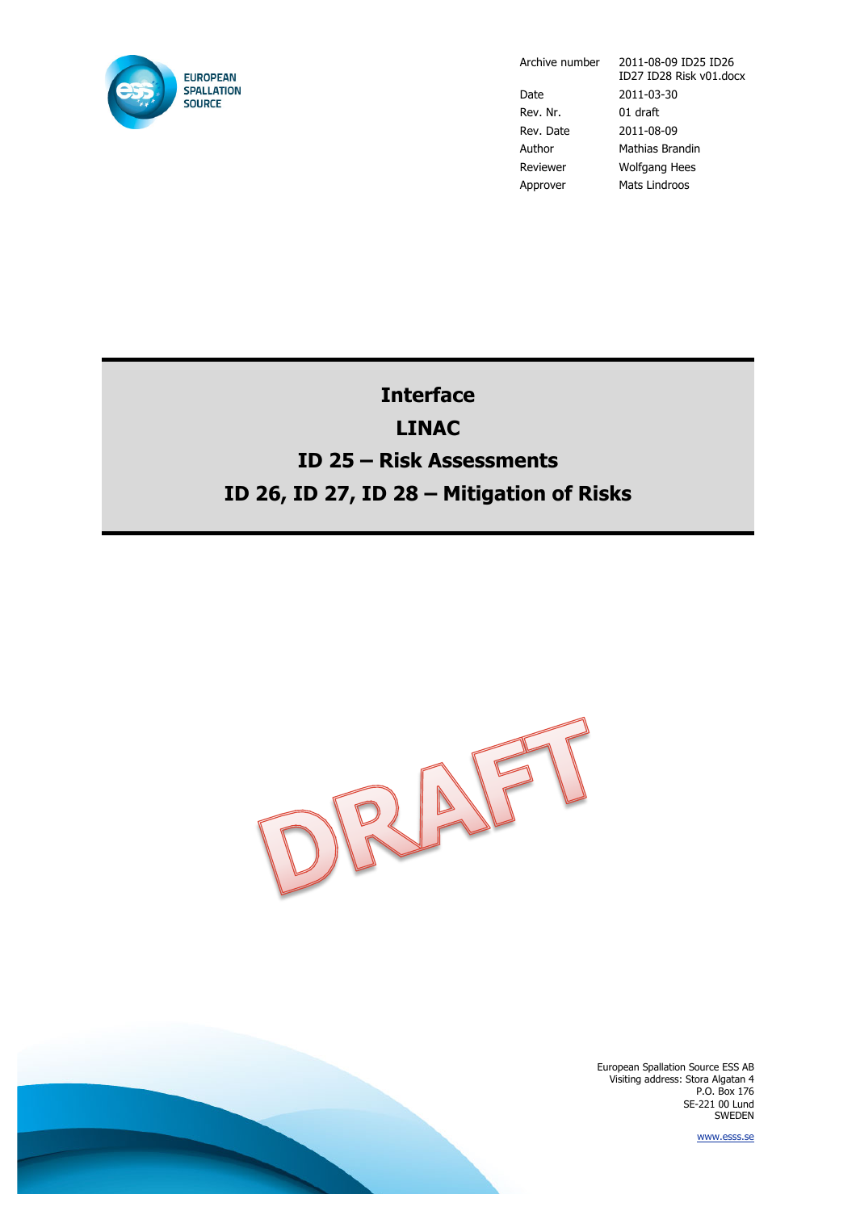EUROPEAN SPALLATION SOURCE

| | |
|---|---|
| Archive number | 2011-08-09 ID25 ID26 ID27 ID28 Risk v01.docx |
| Date | 2011-03-30 |
| Rev. Nr. | 01 draft |
| Rev. Date | 2011-08-09 |
| Author | Mathias Brandin |
| Reviewer | Wolfgang Hees |
| Approver | Mats Lindroos |

# Interface

# LINAC

# ID 25 – Risk Assessments

# ID 26, ID 27, ID 28 – Mitigation of Risks

DRAFT

European Spallation Source ESS AB
Visiting address: Stora Algatan 4
P.O. Box 176
SE-221 00 Lund
SWEDEN

www.esss.se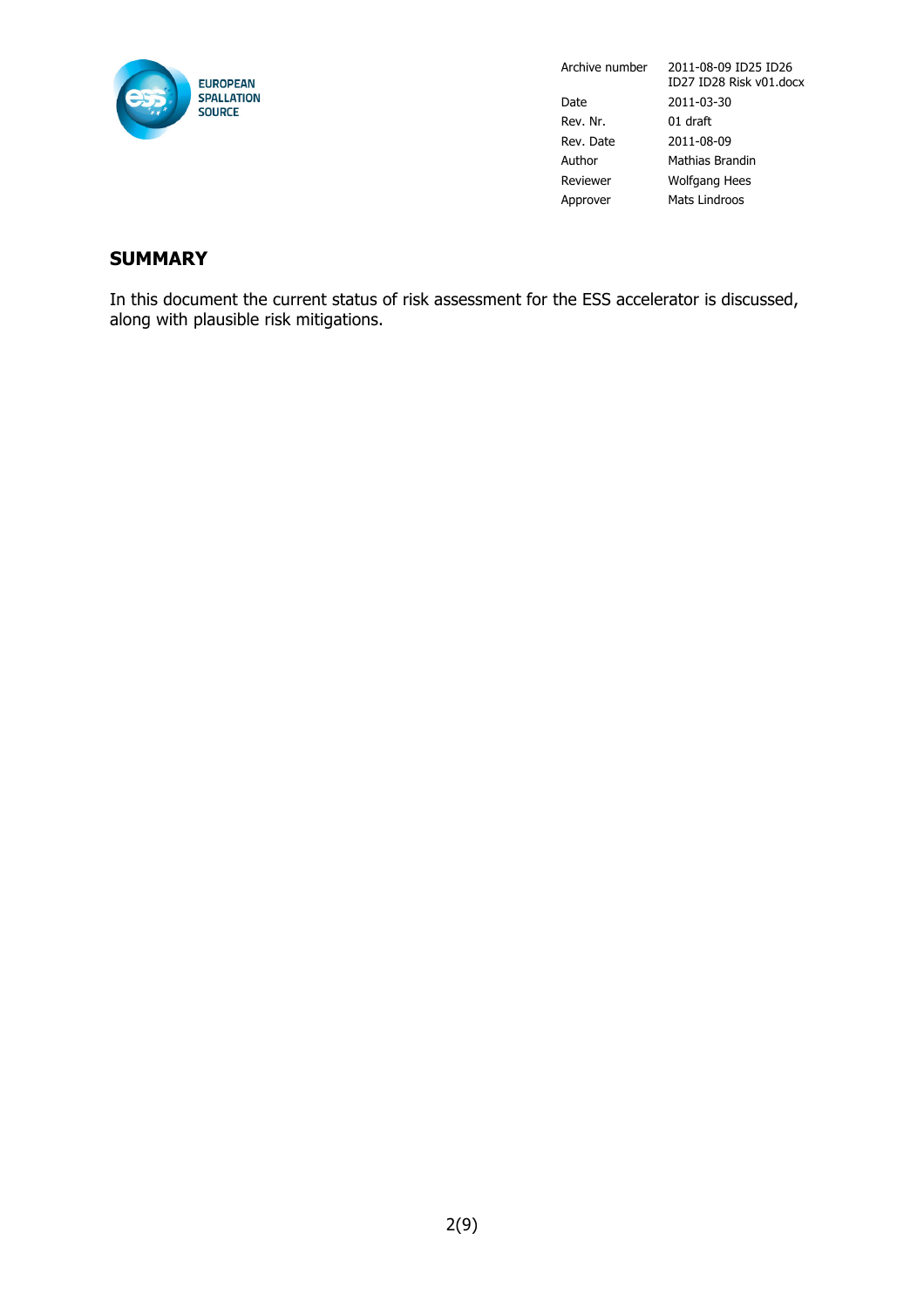| Archive number | 2011-08-09 ID25 ID26 ID27 ID28 Risk v01.docx |
| --- | --- |
| Date | 2011-03-30 |
| Rev. Nr. | 01 draft |
| Rev. Date | 2011-08-09 |
| Author | Mathias Brandin |
| Reviewer | Wolfgang Hees |
| Approver | Mats Lindroos |

## SUMMARY

In this document the current status of risk assessment for the ESS accelerator is discussed, along with plausible risk mitigations.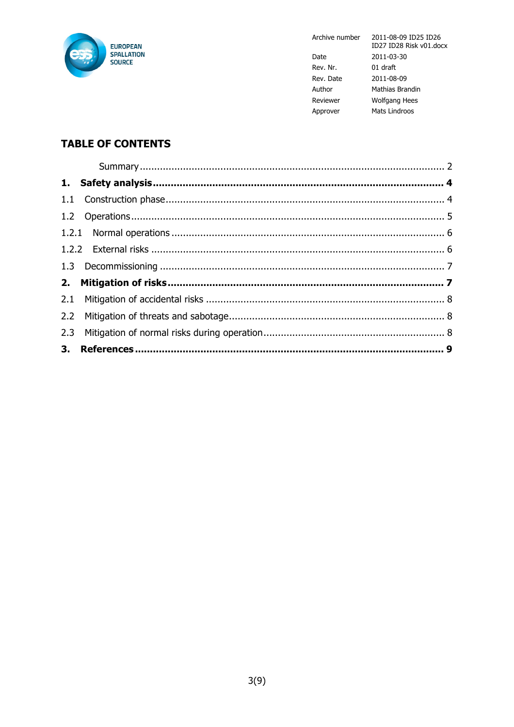| Archive number | 2011-08-09 ID25 ID26 ID27 ID28 Risk v01.docx |
|---|---|
| Date | 2011-03-30 |
| Rev. Nr. | 01 draft |
| Rev. Date | 2011-08-09 |
| Author | Mathias Brandin |
| Reviewer | Wolfgang Hees |
| Approver | Mats Lindroos |

## TABLE OF CONTENTS

Summary ........ 2

**1. Safety analysis ........ 4**

1.1 Construction phase ........ 4

1.2 Operations ........ 5

1.2.1 Normal operations ........ 6

1.2.2 External risks ........ 6

1.3 Decommissioning ........ 7

**2. Mitigation of risks ........ 7**

2.1 Mitigation of accidental risks ........ 8

2.2 Mitigation of threats and sabotage ........ 8

2.3 Mitigation of normal risks during operation ........ 8

**3. References ........ 9**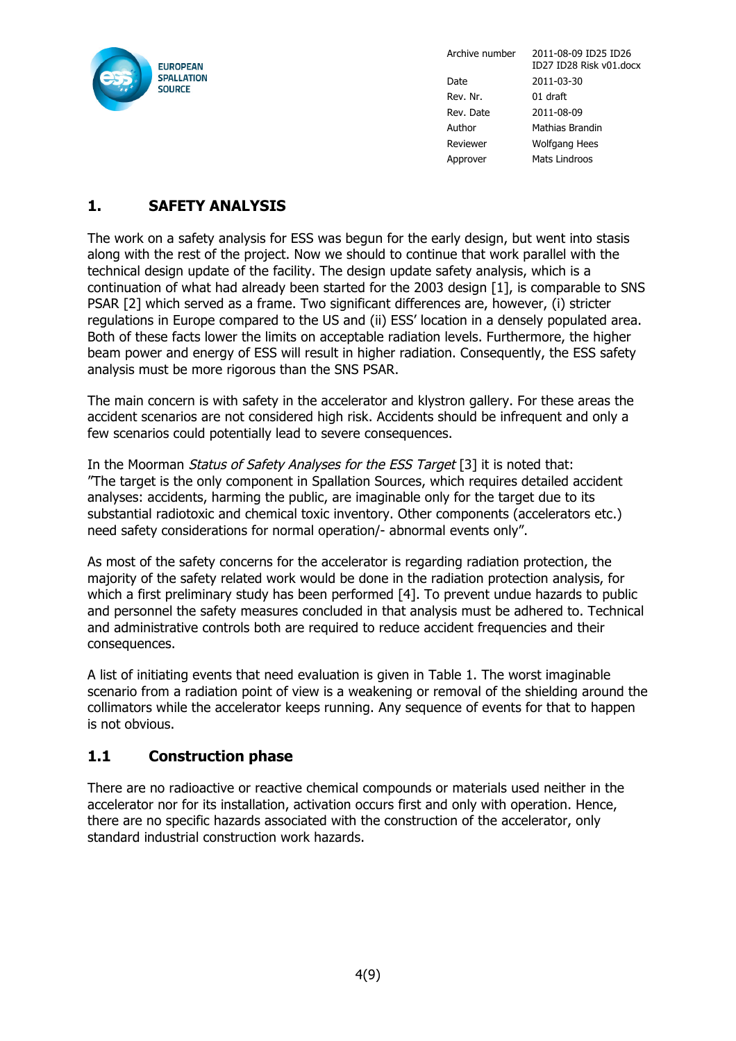| Archive number | 2011-08-09 ID25 ID26 ID27 ID28 Risk v01.docx |
|---|---|
| Date | 2011-03-30 |
| Rev. Nr. | 01 draft |
| Rev. Date | 2011-08-09 |
| Author | Mathias Brandin |
| Reviewer | Wolfgang Hees |
| Approver | Mats Lindroos |

# 1. SAFETY ANALYSIS

The work on a safety analysis for ESS was begun for the early design, but went into stasis along with the rest of the project. Now we should to continue that work parallel with the technical design update of the facility. The design update safety analysis, which is a continuation of what had already been started for the 2003 design [1], is comparable to SNS PSAR [2] which served as a frame. Two significant differences are, however, (i) stricter regulations in Europe compared to the US and (ii) ESS' location in a densely populated area. Both of these facts lower the limits on acceptable radiation levels. Furthermore, the higher beam power and energy of ESS will result in higher radiation. Consequently, the ESS safety analysis must be more rigorous than the SNS PSAR.

The main concern is with safety in the accelerator and klystron gallery. For these areas the accident scenarios are not considered high risk. Accidents should be infrequent and only a few scenarios could potentially lead to severe consequences.

In the Moorman *Status of Safety Analyses for the ESS Target* [3] it is noted that: "The target is the only component in Spallation Sources, which requires detailed accident analyses: accidents, harming the public, are imaginable only for the target due to its substantial radiotoxic and chemical toxic inventory. Other components (accelerators etc.) need safety considerations for normal operation/- abnormal events only".

As most of the safety concerns for the accelerator is regarding radiation protection, the majority of the safety related work would be done in the radiation protection analysis, for which a first preliminary study has been performed [4]. To prevent undue hazards to public and personnel the safety measures concluded in that analysis must be adhered to. Technical and administrative controls both are required to reduce accident frequencies and their consequences.

A list of initiating events that need evaluation is given in Table 1. The worst imaginable scenario from a radiation point of view is a weakening or removal of the shielding around the collimators while the accelerator keeps running. Any sequence of events for that to happen is not obvious.

## 1.1 Construction phase

There are no radioactive or reactive chemical compounds or materials used neither in the accelerator nor for its installation, activation occurs first and only with operation. Hence, there are no specific hazards associated with the construction of the accelerator, only standard industrial construction work hazards.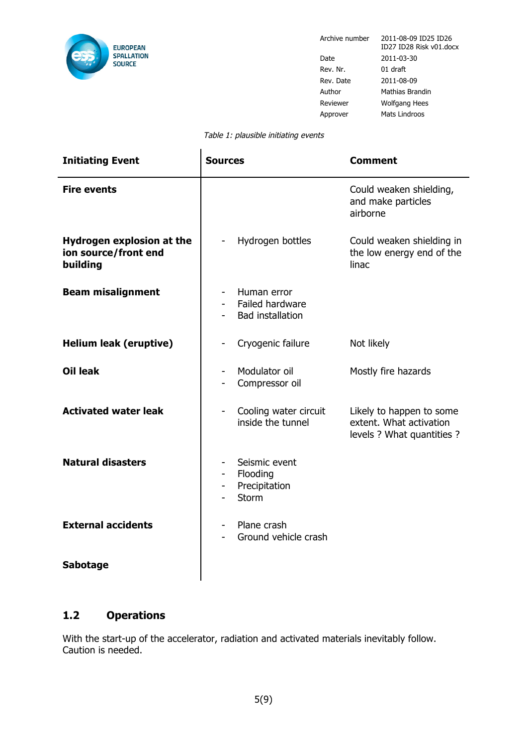*Table 1: plausible initiating events*

| Initiating Event | Sources | Comment |
|---|---|---|
| **Fire events** | | Could weaken shielding, and make particles airborne |
| **Hydrogen explosion at the ion source/front end building** | - Hydrogen bottles | Could weaken shielding in the low energy end of the linac |
| **Beam misalignment** | - Human error<br>- Failed hardware<br>- Bad installation | |
| **Helium leak (eruptive)** | - Cryogenic failure | Not likely |
| **Oil leak** | - Modulator oil<br>- Compressor oil | Mostly fire hazards |
| **Activated water leak** | - Cooling water circuit inside the tunnel | Likely to happen to some extent. What activation levels ? What quantities ? |
| **Natural disasters** | - Seismic event<br>- Flooding<br>- Precipitation<br>- Storm | |
| **External accidents** | - Plane crash<br>- Ground vehicle crash | |
| **Sabotage** | | |

## 1.2 Operations

With the start-up of the accelerator, radiation and activated materials inevitably follow. Caution is needed.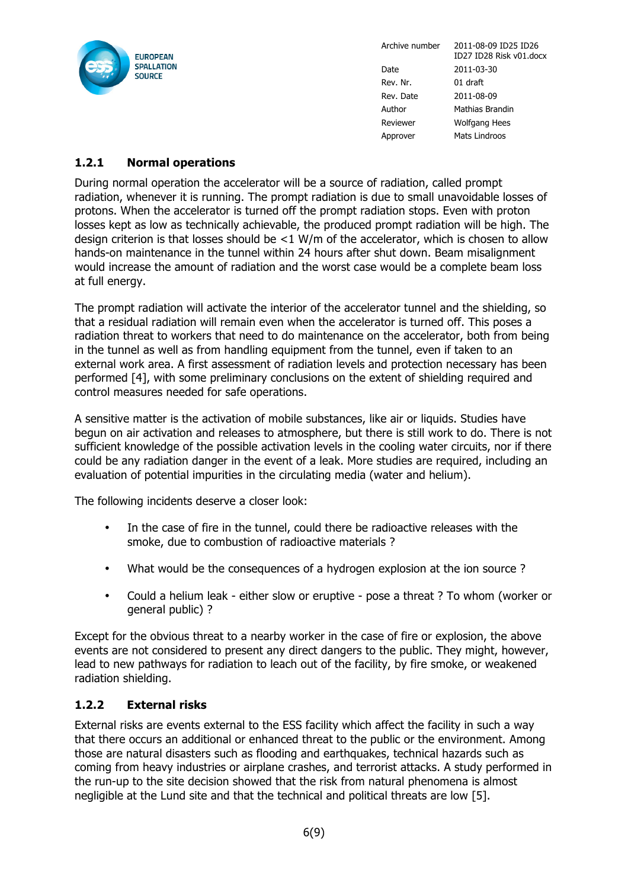### 1.2.1 Normal operations

During normal operation the accelerator will be a source of radiation, called prompt radiation, whenever it is running. The prompt radiation is due to small unavoidable losses of protons. When the accelerator is turned off the prompt radiation stops. Even with proton losses kept as low as technically achievable, the produced prompt radiation will be high. The design criterion is that losses should be <1 W/m of the accelerator, which is chosen to allow hands-on maintenance in the tunnel within 24 hours after shut down. Beam misalignment would increase the amount of radiation and the worst case would be a complete beam loss at full energy.

The prompt radiation will activate the interior of the accelerator tunnel and the shielding, so that a residual radiation will remain even when the accelerator is turned off. This poses a radiation threat to workers that need to do maintenance on the accelerator, both from being in the tunnel as well as from handling equipment from the tunnel, even if taken to an external work area. A first assessment of radiation levels and protection necessary has been performed [4], with some preliminary conclusions on the extent of shielding required and control measures needed for safe operations.

A sensitive matter is the activation of mobile substances, like air or liquids. Studies have begun on air activation and releases to atmosphere, but there is still work to do. There is not sufficient knowledge of the possible activation levels in the cooling water circuits, nor if there could be any radiation danger in the event of a leak. More studies are required, including an evaluation of potential impurities in the circulating media (water and helium).

The following incidents deserve a closer look:

- In the case of fire in the tunnel, could there be radioactive releases with the smoke, due to combustion of radioactive materials ?
- What would be the consequences of a hydrogen explosion at the ion source ?
- Could a helium leak - either slow or eruptive - pose a threat ? To whom (worker or general public) ?

Except for the obvious threat to a nearby worker in the case of fire or explosion, the above events are not considered to present any direct dangers to the public. They might, however, lead to new pathways for radiation to leach out of the facility, by fire smoke, or weakened radiation shielding.

### 1.2.2 External risks

External risks are events external to the ESS facility which affect the facility in such a way that there occurs an additional or enhanced threat to the public or the environment. Among those are natural disasters such as flooding and earthquakes, technical hazards such as coming from heavy industries or airplane crashes, and terrorist attacks. A study performed in the run-up to the site decision showed that the risk from natural phenomena is almost negligible at the Lund site and that the technical and political threats are low [5].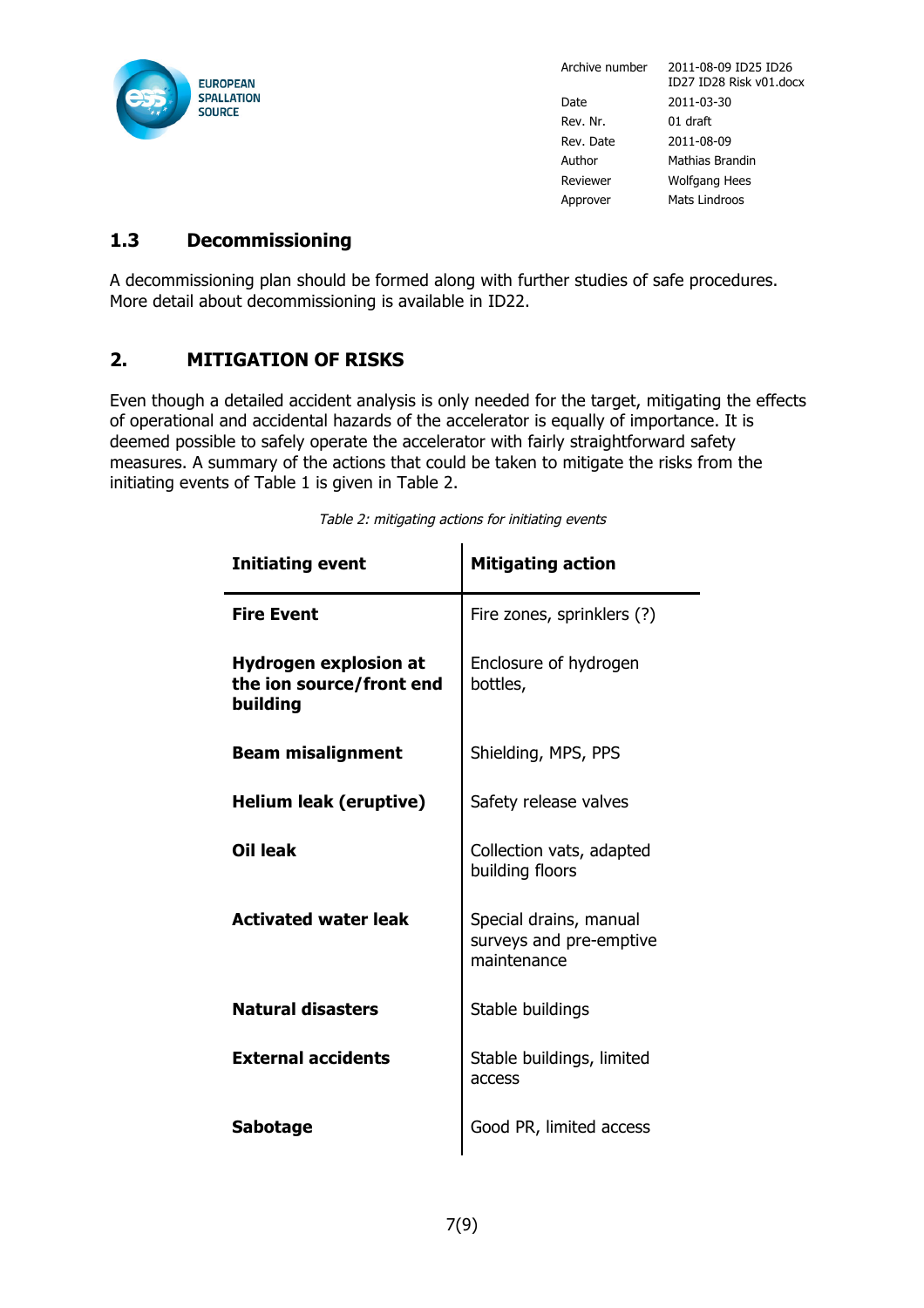## 1.3 Decommissioning

A decommissioning plan should be formed along with further studies of safe procedures. More detail about decommissioning is available in ID22.

# 2. MITIGATION OF RISKS

Even though a detailed accident analysis is only needed for the target, mitigating the effects of operational and accidental hazards of the accelerator is equally of importance. It is deemed possible to safely operate the accelerator with fairly straightforward safety measures. A summary of the actions that could be taken to mitigate the risks from the initiating events of Table 1 is given in Table 2.

*Table 2: mitigating actions for initiating events*

| Initiating event | Mitigating action |
|---|---|
| **Fire Event** | Fire zones, sprinklers (?) |
| **Hydrogen explosion at the ion source/front end building** | Enclosure of hydrogen bottles, |
| **Beam misalignment** | Shielding, MPS, PPS |
| **Helium leak (eruptive)** | Safety release valves |
| **Oil leak** | Collection vats, adapted building floors |
| **Activated water leak** | Special drains, manual surveys and pre-emptive maintenance |
| **Natural disasters** | Stable buildings |
| **External accidents** | Stable buildings, limited access |
| **Sabotage** | Good PR, limited access |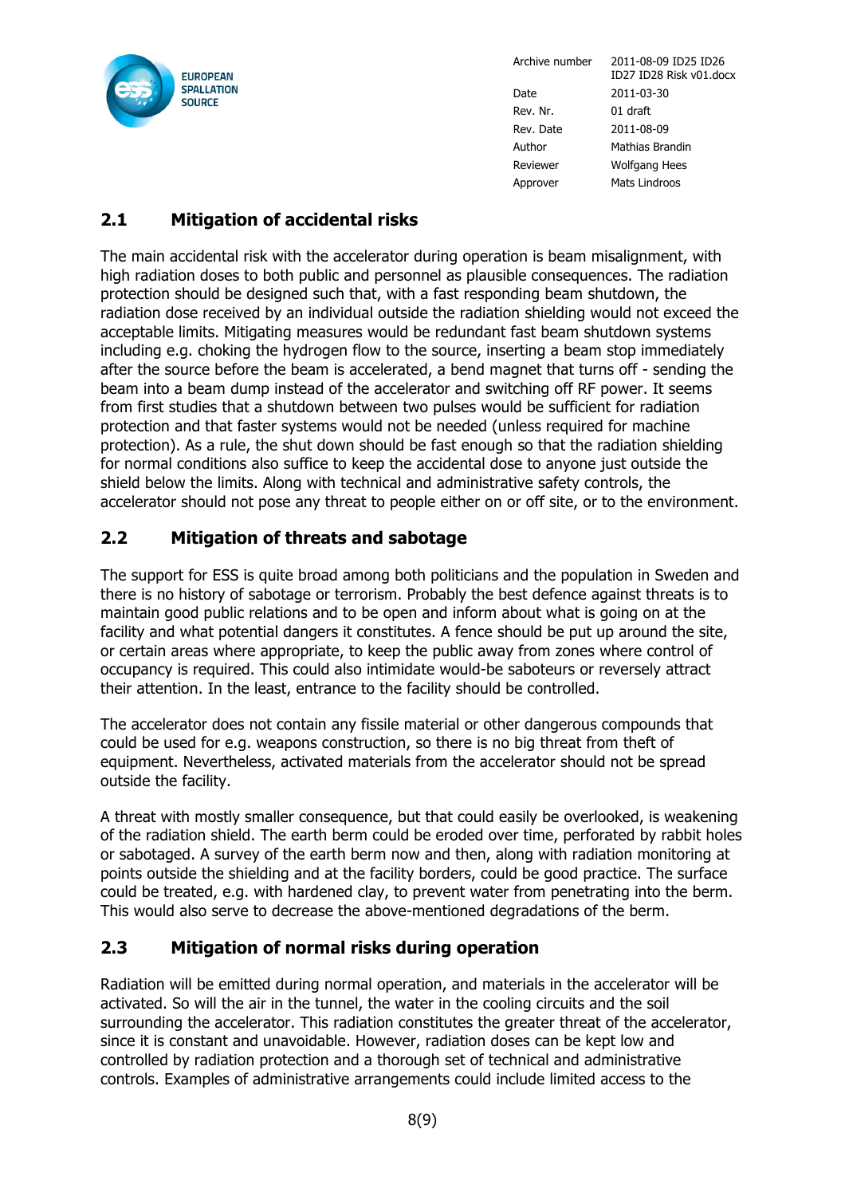## 2.1 Mitigation of accidental risks

The main accidental risk with the accelerator during operation is beam misalignment, with high radiation doses to both public and personnel as plausible consequences. The radiation protection should be designed such that, with a fast responding beam shutdown, the radiation dose received by an individual outside the radiation shielding would not exceed the acceptable limits. Mitigating measures would be redundant fast beam shutdown systems including e.g. choking the hydrogen flow to the source, inserting a beam stop immediately after the source before the beam is accelerated, a bend magnet that turns off - sending the beam into a beam dump instead of the accelerator and switching off RF power. It seems from first studies that a shutdown between two pulses would be sufficient for radiation protection and that faster systems would not be needed (unless required for machine protection). As a rule, the shut down should be fast enough so that the radiation shielding for normal conditions also suffice to keep the accidental dose to anyone just outside the shield below the limits. Along with technical and administrative safety controls, the accelerator should not pose any threat to people either on or off site, or to the environment.

## 2.2 Mitigation of threats and sabotage

The support for ESS is quite broad among both politicians and the population in Sweden and there is no history of sabotage or terrorism. Probably the best defence against threats is to maintain good public relations and to be open and inform about what is going on at the facility and what potential dangers it constitutes. A fence should be put up around the site, or certain areas where appropriate, to keep the public away from zones where control of occupancy is required. This could also intimidate would-be saboteurs or reversely attract their attention. In the least, entrance to the facility should be controlled.

The accelerator does not contain any fissile material or other dangerous compounds that could be used for e.g. weapons construction, so there is no big threat from theft of equipment. Nevertheless, activated materials from the accelerator should not be spread outside the facility.

A threat with mostly smaller consequence, but that could easily be overlooked, is weakening of the radiation shield. The earth berm could be eroded over time, perforated by rabbit holes or sabotaged. A survey of the earth berm now and then, along with radiation monitoring at points outside the shielding and at the facility borders, could be good practice. The surface could be treated, e.g. with hardened clay, to prevent water from penetrating into the berm. This would also serve to decrease the above-mentioned degradations of the berm.

## 2.3 Mitigation of normal risks during operation

Radiation will be emitted during normal operation, and materials in the accelerator will be activated. So will the air in the tunnel, the water in the cooling circuits and the soil surrounding the accelerator. This radiation constitutes the greater threat of the accelerator, since it is constant and unavoidable. However, radiation doses can be kept low and controlled by radiation protection and a thorough set of technical and administrative controls. Examples of administrative arrangements could include limited access to the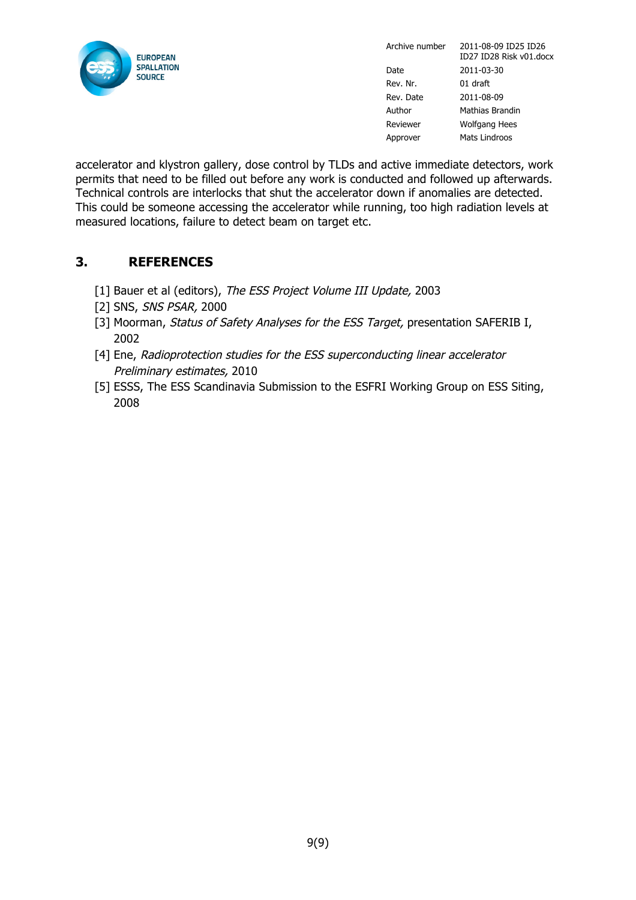accelerator and klystron gallery, dose control by TLDs and active immediate detectors, work permits that need to be filled out before any work is conducted and followed up afterwards. Technical controls are interlocks that shut the accelerator down if anomalies are detected. This could be someone accessing the accelerator while running, too high radiation levels at measured locations, failure to detect beam on target etc.

## 3. REFERENCES

[1] Bauer et al (editors), *The ESS Project Volume III Update,* 2003
[2] SNS, *SNS PSAR,* 2000
[3] Moorman, *Status of Safety Analyses for the ESS Target,* presentation SAFERIB I, 2002
[4] Ene, *Radioprotection studies for the ESS superconducting linear accelerator Preliminary estimates,* 2010
[5] ESSS, The ESS Scandinavia Submission to the ESFRI Working Group on ESS Siting, 2008